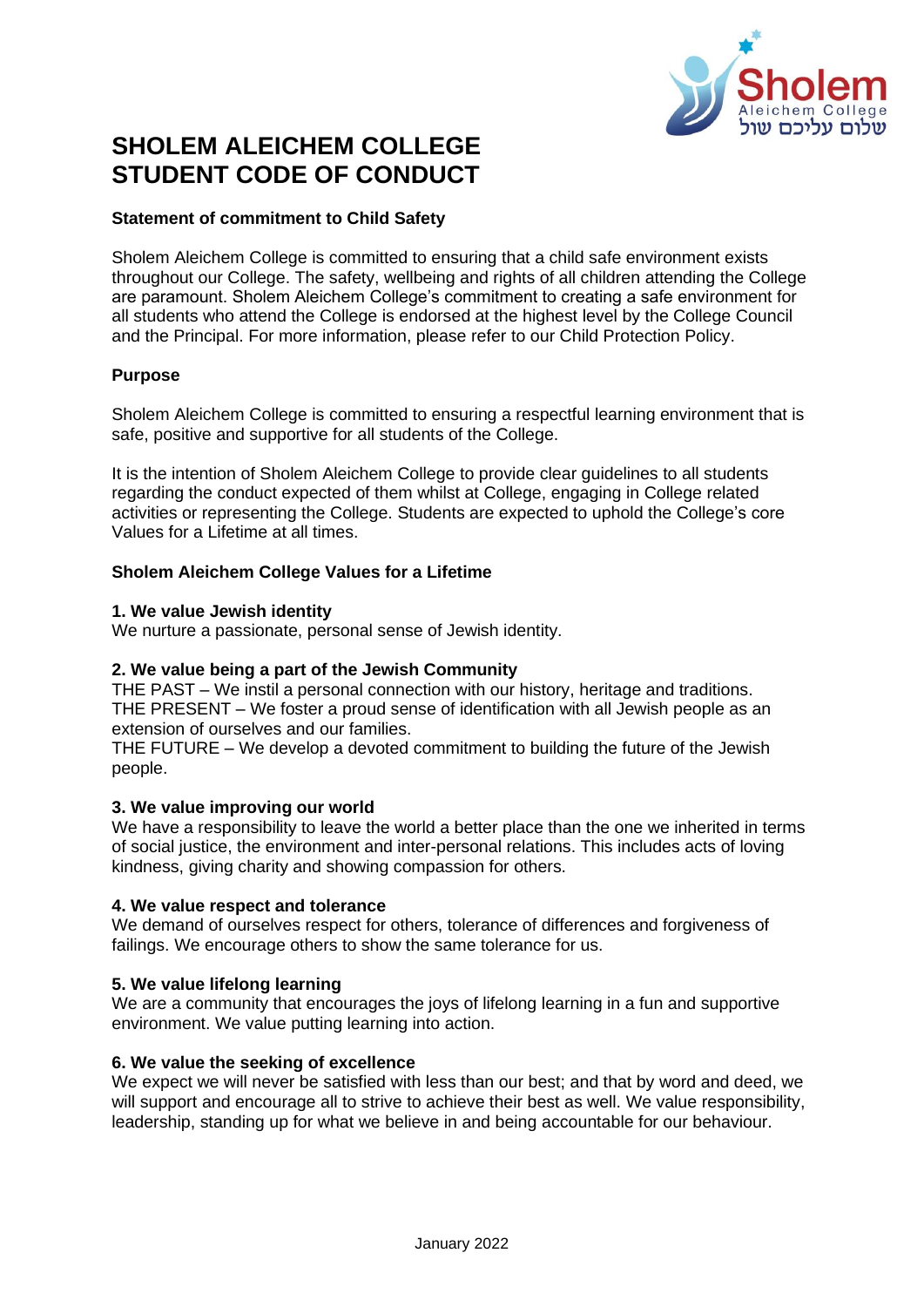# SHOLEM ALEICHEM COLLEGE STUDENT CODE OF CONDUCT

**Statement of commitment to Child Safety**

Sholem Aleichem College is committed to ensuring that a child safe environment exists throughout our College. The safety, wellbeing and rights of all children attending the College are paramount. Sholem Aleichem College's commitment to creating a safe environment for all students who attend the College is endorsed at the highest level by the College Council and the Principal. For more information, please refer to our Child Protection Policy.

**Purpose**

Sholem Aleichem College is committed to ensuring a respectful learning environment that is safe, positive and supportive for all students of the College.

It is the intention of Sholem Aleichem College to provide clear guidelines to all students regarding the conduct expected of them whilst at College, engaging in College related activities or representing the College. Students are expected to uphold the College's core Values for a Lifetime at all times.

**Sholem Aleichem College Values for a Lifetime**

**1. We value Jewish identity**
We nurture a passionate, personal sense of Jewish identity.

**2. We value being a part of the Jewish Community**
THE PAST – We instil a personal connection with our history, heritage and traditions.
THE PRESENT – We foster a proud sense of identification with all Jewish people as an extension of ourselves and our families.
THE FUTURE – We develop a devoted commitment to building the future of the Jewish people.

**3. We value improving our world**
We have a responsibility to leave the world a better place than the one we inherited in terms of social justice, the environment and inter-personal relations. This includes acts of loving kindness, giving charity and showing compassion for others.

**4. We value respect and tolerance**
We demand of ourselves respect for others, tolerance of differences and forgiveness of failings. We encourage others to show the same tolerance for us.

**5. We value lifelong learning**
We are a community that encourages the joys of lifelong learning in a fun and supportive environment. We value putting learning into action.

**6. We value the seeking of excellence**
We expect we will never be satisfied with less than our best; and that by word and deed, we will support and encourage all to strive to achieve their best as well. We value responsibility, leadership, standing up for what we believe in and being accountable for our behaviour.

January 2022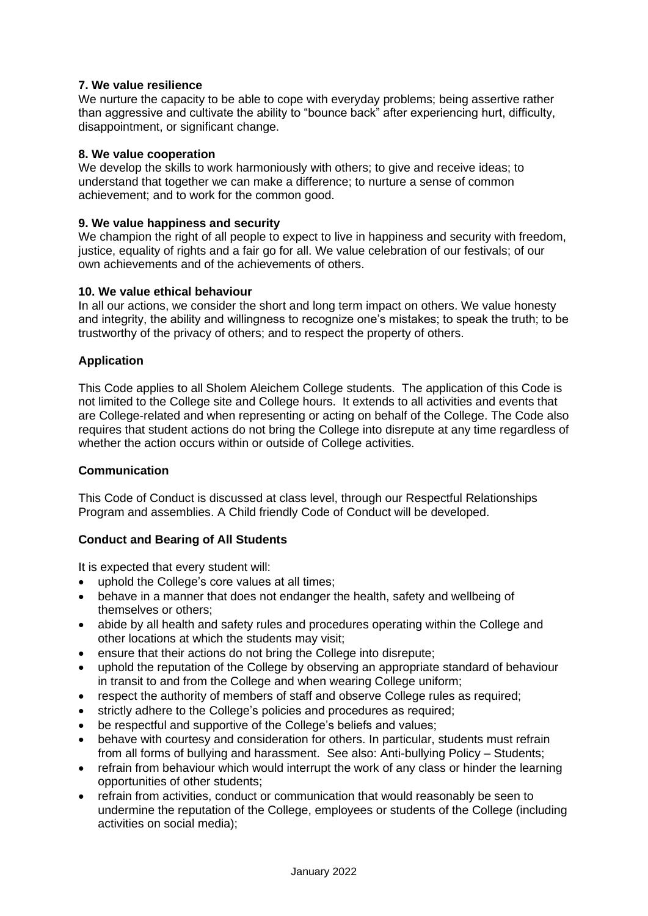**7. We value resilience**
We nurture the capacity to be able to cope with everyday problems; being assertive rather than aggressive and cultivate the ability to "bounce back" after experiencing hurt, difficulty, disappointment, or significant change.

**8. We value cooperation**
We develop the skills to work harmoniously with others; to give and receive ideas; to understand that together we can make a difference; to nurture a sense of common achievement; and to work for the common good.

**9. We value happiness and security**
We champion the right of all people to expect to live in happiness and security with freedom, justice, equality of rights and a fair go for all. We value celebration of our festivals; of our own achievements and of the achievements of others.

**10. We value ethical behaviour**
In all our actions, we consider the short and long term impact on others. We value honesty and integrity, the ability and willingness to recognize one's mistakes; to speak the truth; to be trustworthy of the privacy of others; and to respect the property of others.

## Application

This Code applies to all Sholem Aleichem College students. The application of this Code is not limited to the College site and College hours. It extends to all activities and events that are College-related and when representing or acting on behalf of the College. The Code also requires that student actions do not bring the College into disrepute at any time regardless of whether the action occurs within or outside of College activities.

## Communication

This Code of Conduct is discussed at class level, through our Respectful Relationships Program and assemblies. A Child friendly Code of Conduct will be developed.

## Conduct and Bearing of All Students

It is expected that every student will:

- uphold the College's core values at all times;
- behave in a manner that does not endanger the health, safety and wellbeing of themselves or others;
- abide by all health and safety rules and procedures operating within the College and other locations at which the students may visit;
- ensure that their actions do not bring the College into disrepute;
- uphold the reputation of the College by observing an appropriate standard of behaviour in transit to and from the College and when wearing College uniform;
- respect the authority of members of staff and observe College rules as required;
- strictly adhere to the College's policies and procedures as required;
- be respectful and supportive of the College's beliefs and values;
- behave with courtesy and consideration for others. In particular, students must refrain from all forms of bullying and harassment. See also: Anti-bullying Policy – Students;
- refrain from behaviour which would interrupt the work of any class or hinder the learning opportunities of other students;
- refrain from activities, conduct or communication that would reasonably be seen to undermine the reputation of the College, employees or students of the College (including activities on social media);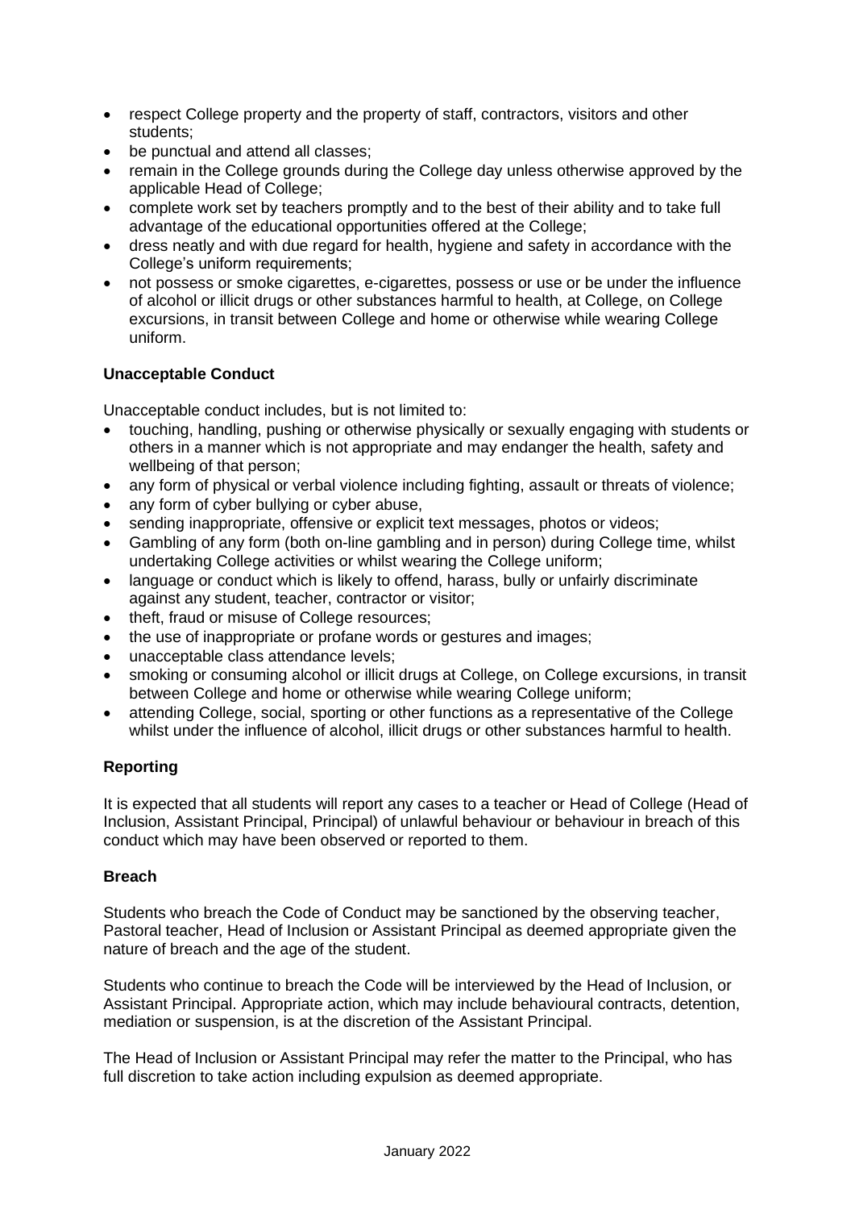- respect College property and the property of staff, contractors, visitors and other students;
- be punctual and attend all classes;
- remain in the College grounds during the College day unless otherwise approved by the applicable Head of College;
- complete work set by teachers promptly and to the best of their ability and to take full advantage of the educational opportunities offered at the College;
- dress neatly and with due regard for health, hygiene and safety in accordance with the College's uniform requirements;
- not possess or smoke cigarettes, e-cigarettes, possess or use or be under the influence of alcohol or illicit drugs or other substances harmful to health, at College, on College excursions, in transit between College and home or otherwise while wearing College uniform.

**Unacceptable Conduct**

Unacceptable conduct includes, but is not limited to:

- touching, handling, pushing or otherwise physically or sexually engaging with students or others in a manner which is not appropriate and may endanger the health, safety and wellbeing of that person;
- any form of physical or verbal violence including fighting, assault or threats of violence;
- any form of cyber bullying or cyber abuse,
- sending inappropriate, offensive or explicit text messages, photos or videos;
- Gambling of any form (both on-line gambling and in person) during College time, whilst undertaking College activities or whilst wearing the College uniform;
- language or conduct which is likely to offend, harass, bully or unfairly discriminate against any student, teacher, contractor or visitor;
- theft, fraud or misuse of College resources;
- the use of inappropriate or profane words or gestures and images;
- unacceptable class attendance levels;
- smoking or consuming alcohol or illicit drugs at College, on College excursions, in transit between College and home or otherwise while wearing College uniform;
- attending College, social, sporting or other functions as a representative of the College whilst under the influence of alcohol, illicit drugs or other substances harmful to health.

**Reporting**

It is expected that all students will report any cases to a teacher or Head of College (Head of Inclusion, Assistant Principal, Principal) of unlawful behaviour or behaviour in breach of this conduct which may have been observed or reported to them.

**Breach**

Students who breach the Code of Conduct may be sanctioned by the observing teacher, Pastoral teacher, Head of Inclusion or Assistant Principal as deemed appropriate given the nature of breach and the age of the student.

Students who continue to breach the Code will be interviewed by the Head of Inclusion, or Assistant Principal. Appropriate action, which may include behavioural contracts, detention, mediation or suspension, is at the discretion of the Assistant Principal.

The Head of Inclusion or Assistant Principal may refer the matter to the Principal, who has full discretion to take action including expulsion as deemed appropriate.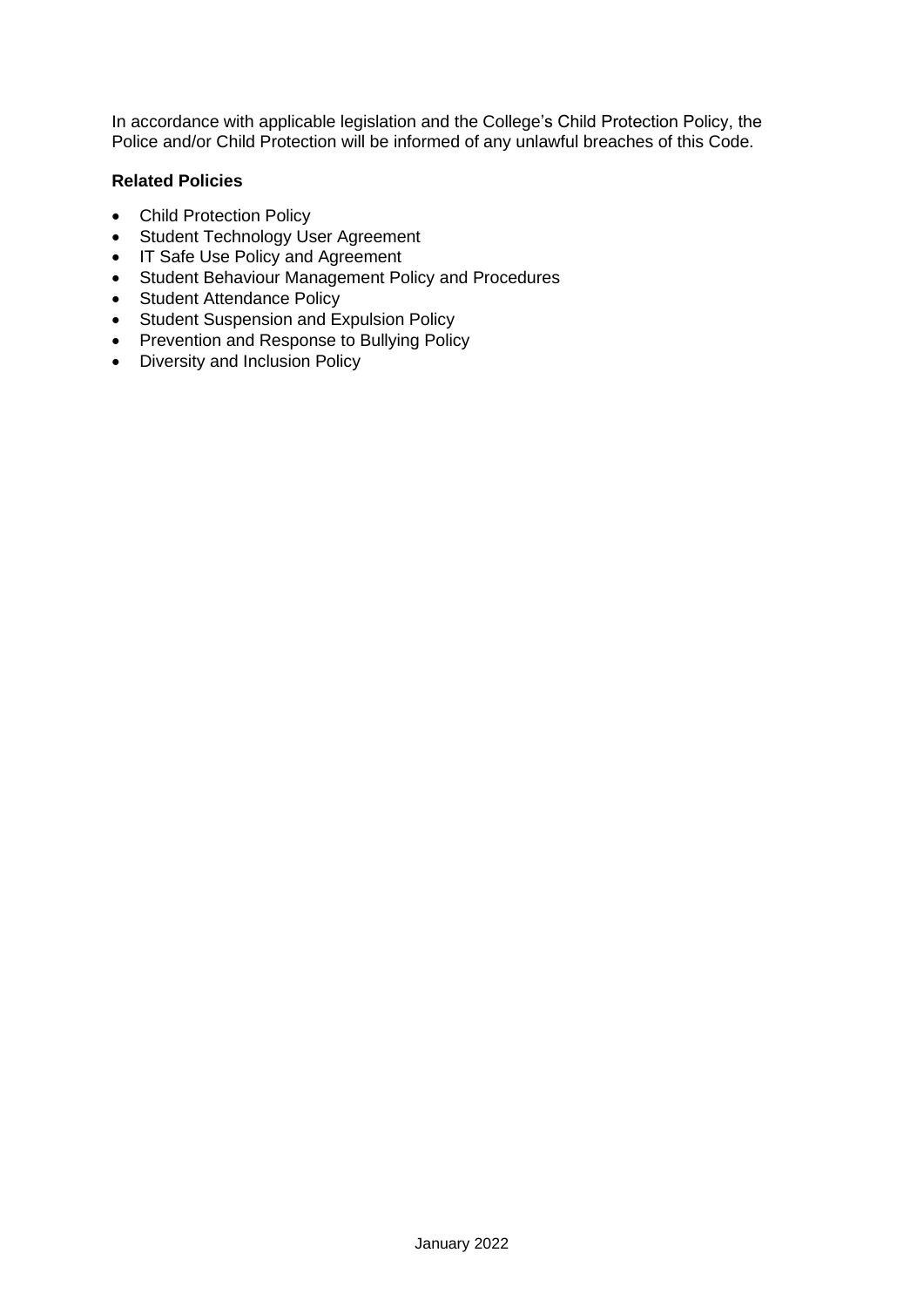In accordance with applicable legislation and the College's Child Protection Policy, the Police and/or Child Protection will be informed of any unlawful breaches of this Code.

**Related Policies**

- Child Protection Policy
- Student Technology User Agreement
- IT Safe Use Policy and Agreement
- Student Behaviour Management Policy and Procedures
- Student Attendance Policy
- Student Suspension and Expulsion Policy
- Prevention and Response to Bullying Policy
- Diversity and Inclusion Policy

January 2022